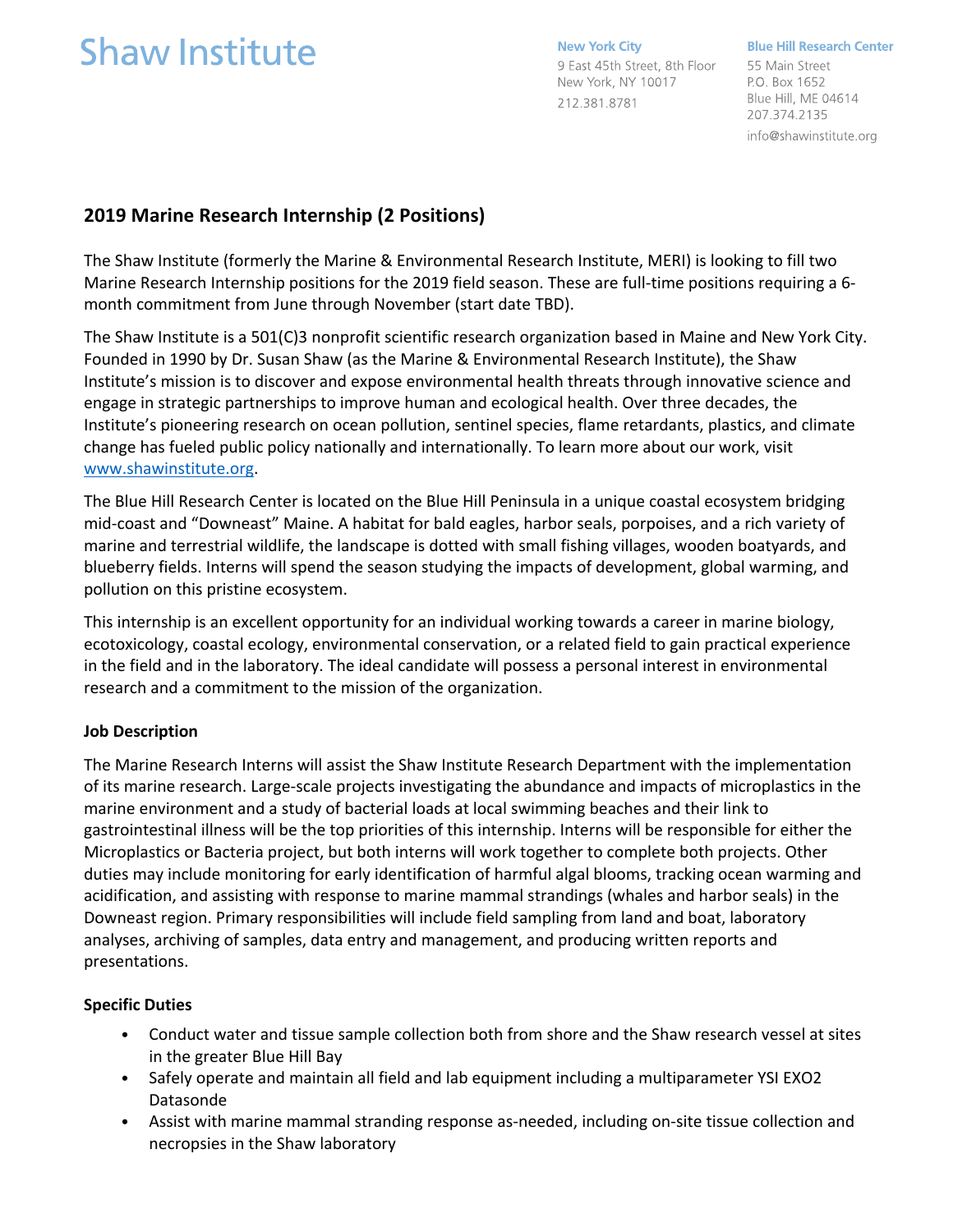Shaw Institute

**New York City**
9 East 45th Street, 8th Floor
New York, NY 10017
212.381.8781

**Blue Hill Research Center**
55 Main Street
P.O. Box 1652
Blue Hill, ME 04614
207.374.2135
info@shawinstitute.org

## 2019 Marine Research Internship (2 Positions)

The Shaw Institute (formerly the Marine & Environmental Research Institute, MERI) is looking to fill two Marine Research Internship positions for the 2019 field season. These are full-time positions requiring a 6-month commitment from June through November (start date TBD).

The Shaw Institute is a 501(C)3 nonprofit scientific research organization based in Maine and New York City. Founded in 1990 by Dr. Susan Shaw (as the Marine & Environmental Research Institute), the Shaw Institute's mission is to discover and expose environmental health threats through innovative science and engage in strategic partnerships to improve human and ecological health. Over three decades, the Institute's pioneering research on ocean pollution, sentinel species, flame retardants, plastics, and climate change has fueled public policy nationally and internationally. To learn more about our work, visit [www.shawinstitute.org](http://www.shawinstitute.org).

The Blue Hill Research Center is located on the Blue Hill Peninsula in a unique coastal ecosystem bridging mid-coast and "Downeast" Maine. A habitat for bald eagles, harbor seals, porpoises, and a rich variety of marine and terrestrial wildlife, the landscape is dotted with small fishing villages, wooden boatyards, and blueberry fields. Interns will spend the season studying the impacts of development, global warming, and pollution on this pristine ecosystem.

This internship is an excellent opportunity for an individual working towards a career in marine biology, ecotoxicology, coastal ecology, environmental conservation, or a related field to gain practical experience in the field and in the laboratory. The ideal candidate will possess a personal interest in environmental research and a commitment to the mission of the organization.

### Job Description

The Marine Research Interns will assist the Shaw Institute Research Department with the implementation of its marine research. Large-scale projects investigating the abundance and impacts of microplastics in the marine environment and a study of bacterial loads at local swimming beaches and their link to gastrointestinal illness will be the top priorities of this internship. Interns will be responsible for either the Microplastics or Bacteria project, but both interns will work together to complete both projects. Other duties may include monitoring for early identification of harmful algal blooms, tracking ocean warming and acidification, and assisting with response to marine mammal strandings (whales and harbor seals) in the Downeast region. Primary responsibilities will include field sampling from land and boat, laboratory analyses, archiving of samples, data entry and management, and producing written reports and presentations.

### Specific Duties

- Conduct water and tissue sample collection both from shore and the Shaw research vessel at sites in the greater Blue Hill Bay
- Safely operate and maintain all field and lab equipment including a multiparameter YSI EXO2 Datasonde
- Assist with marine mammal stranding response as-needed, including on-site tissue collection and necropsies in the Shaw laboratory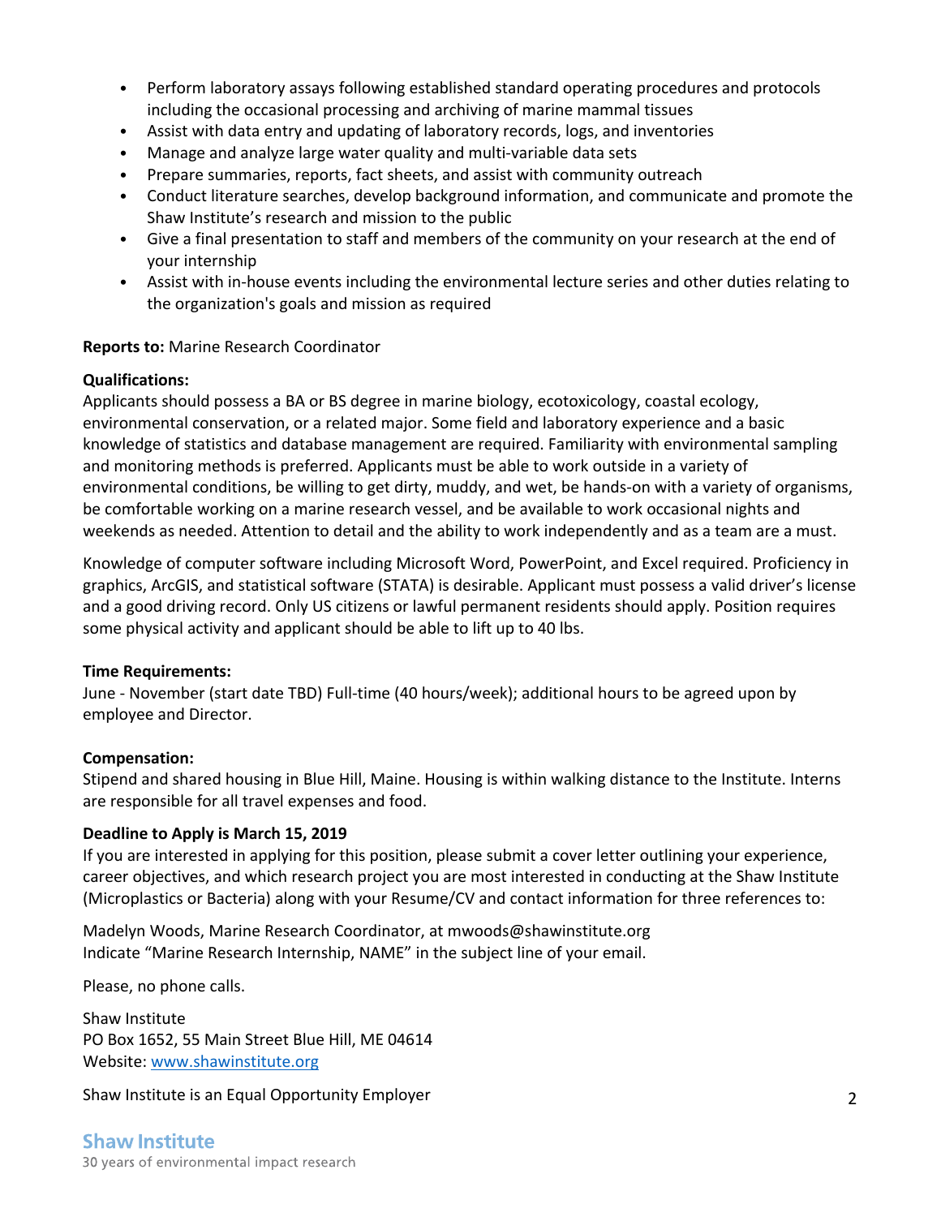- Perform laboratory assays following established standard operating procedures and protocols including the occasional processing and archiving of marine mammal tissues
- Assist with data entry and updating of laboratory records, logs, and inventories
- Manage and analyze large water quality and multi-variable data sets
- Prepare summaries, reports, fact sheets, and assist with community outreach
- Conduct literature searches, develop background information, and communicate and promote the Shaw Institute's research and mission to the public
- Give a final presentation to staff and members of the community on your research at the end of your internship
- Assist with in-house events including the environmental lecture series and other duties relating to the organization's goals and mission as required

**Reports to:** Marine Research Coordinator

**Qualifications:**
Applicants should possess a BA or BS degree in marine biology, ecotoxicology, coastal ecology, environmental conservation, or a related major. Some field and laboratory experience and a basic knowledge of statistics and database management are required. Familiarity with environmental sampling and monitoring methods is preferred. Applicants must be able to work outside in a variety of environmental conditions, be willing to get dirty, muddy, and wet, be hands-on with a variety of organisms, be comfortable working on a marine research vessel, and be available to work occasional nights and weekends as needed. Attention to detail and the ability to work independently and as a team are a must.

Knowledge of computer software including Microsoft Word, PowerPoint, and Excel required. Proficiency in graphics, ArcGIS, and statistical software (STATA) is desirable. Applicant must possess a valid driver's license and a good driving record. Only US citizens or lawful permanent residents should apply. Position requires some physical activity and applicant should be able to lift up to 40 lbs.

**Time Requirements:**
June - November (start date TBD) Full-time (40 hours/week); additional hours to be agreed upon by employee and Director.

**Compensation:**
Stipend and shared housing in Blue Hill, Maine. Housing is within walking distance to the Institute. Interns are responsible for all travel expenses and food.

**Deadline to Apply is March 15, 2019**
If you are interested in applying for this position, please submit a cover letter outlining your experience, career objectives, and which research project you are most interested in conducting at the Shaw Institute (Microplastics or Bacteria) along with your Resume/CV and contact information for three references to:

Madelyn Woods, Marine Research Coordinator, at mwoods@shawinstitute.org
Indicate "Marine Research Internship, NAME" in the subject line of your email.

Please, no phone calls.

Shaw Institute
PO Box 1652, 55 Main Street Blue Hill, ME 04614
Website: [www.shawinstitute.org](http://www.shawinstitute.org)

Shaw Institute is an Equal Opportunity Employer

**Shaw Institute**
30 years of environmental impact research